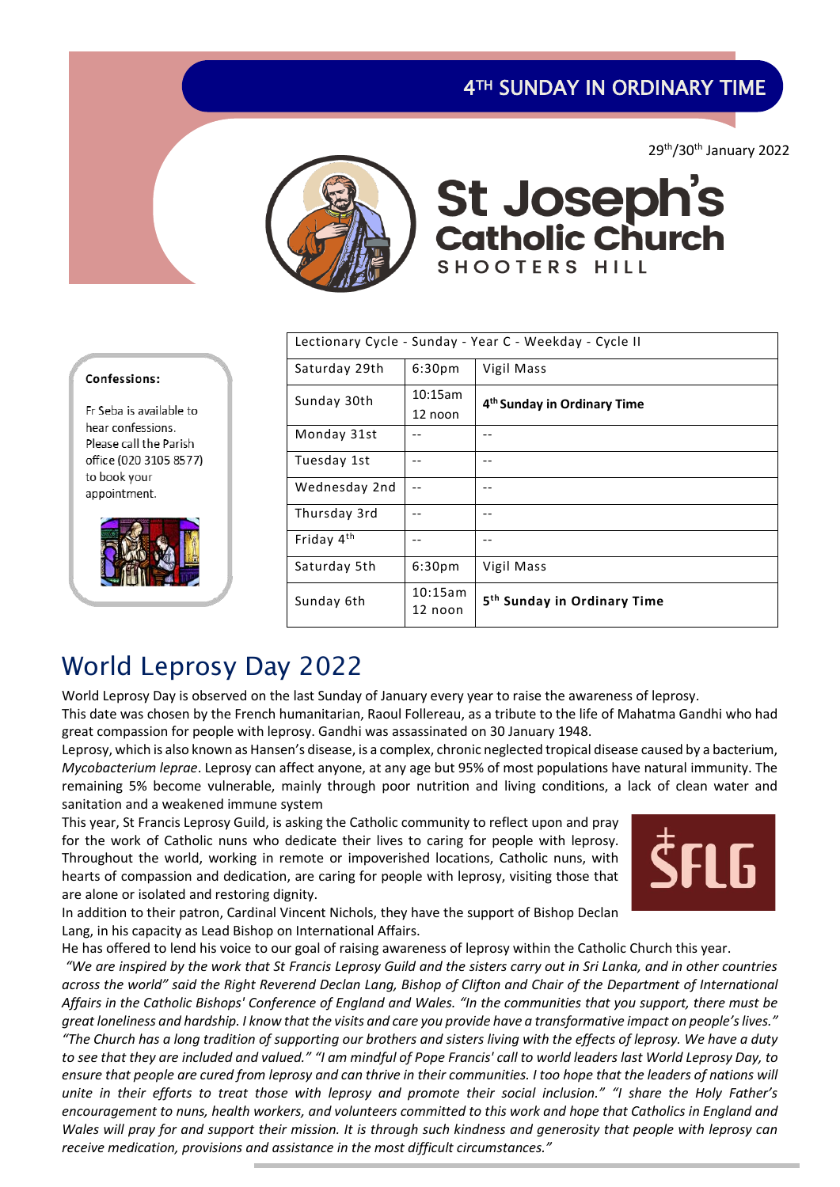# 4TH SUNDAY IN ORDINARY TIME

29th/30th January 2022

# St Joseph's Catholic Church
SHOOTERS HILL

**Confessions:**

Fr Seba is available to hear confessions. Please call the Parish office (020 3105 8577) to book your appointment.

| Lectionary Cycle - Sunday - Year C - Weekday - Cycle II | | |
|---|---|---|
| Saturday 29th | 6:30pm | Vigil Mass |
| Sunday 30th | 10:15am<br>12 noon | **4th Sunday in Ordinary Time** |
| Monday 31st | -- | -- |
| Tuesday 1st | -- | -- |
| Wednesday 2nd | -- | -- |
| Thursday 3rd | -- | -- |
| Friday 4th | -- | -- |
| Saturday 5th | 6:30pm | Vigil Mass |
| Sunday 6th | 10:15am<br>12 noon | **5th Sunday in Ordinary Time** |

## World Leprosy Day 2022

World Leprosy Day is observed on the last Sunday of January every year to raise the awareness of leprosy.
This date was chosen by the French humanitarian, Raoul Follereau, as a tribute to the life of Mahatma Gandhi who had great compassion for people with leprosy. Gandhi was assassinated on 30 January 1948.
Leprosy, which is also known as Hansen's disease, is a complex, chronic neglected tropical disease caused by a bacterium, *Mycobacterium leprae*. Leprosy can affect anyone, at any age but 95% of most populations have natural immunity. The remaining 5% become vulnerable, mainly through poor nutrition and living conditions, a lack of clean water and sanitation and a weakened immune system
This year, St Francis Leprosy Guild, is asking the Catholic community to reflect upon and pray for the work of Catholic nuns who dedicate their lives to caring for people with leprosy. Throughout the world, working in remote or impoverished locations, Catholic nuns, with hearts of compassion and dedication, are caring for people with leprosy, visiting those that are alone or isolated and restoring dignity.
In addition to their patron, Cardinal Vincent Nichols, they have the support of Bishop Declan Lang, in his capacity as Lead Bishop on International Affairs.
He has offered to lend his voice to our goal of raising awareness of leprosy within the Catholic Church this year.
*"We are inspired by the work that St Francis Leprosy Guild and the sisters carry out in Sri Lanka, and in other countries across the world" said the Right Reverend Declan Lang, Bishop of Clifton and Chair of the Department of International Affairs in the Catholic Bishops' Conference of England and Wales. "In the communities that you support, there must be great loneliness and hardship. I know that the visits and care you provide have a transformative impact on people's lives." "The Church has a long tradition of supporting our brothers and sisters living with the effects of leprosy. We have a duty to see that they are included and valued." "I am mindful of Pope Francis' call to world leaders last World Leprosy Day, to ensure that people are cured from leprosy and can thrive in their communities. I too hope that the leaders of nations will unite in their efforts to treat those with leprosy and promote their social inclusion." "I share the Holy Father's encouragement to nuns, health workers, and volunteers committed to this work and hope that Catholics in England and Wales will pray for and support their mission. It is through such kindness and generosity that people with leprosy can receive medication, provisions and assistance in the most difficult circumstances."*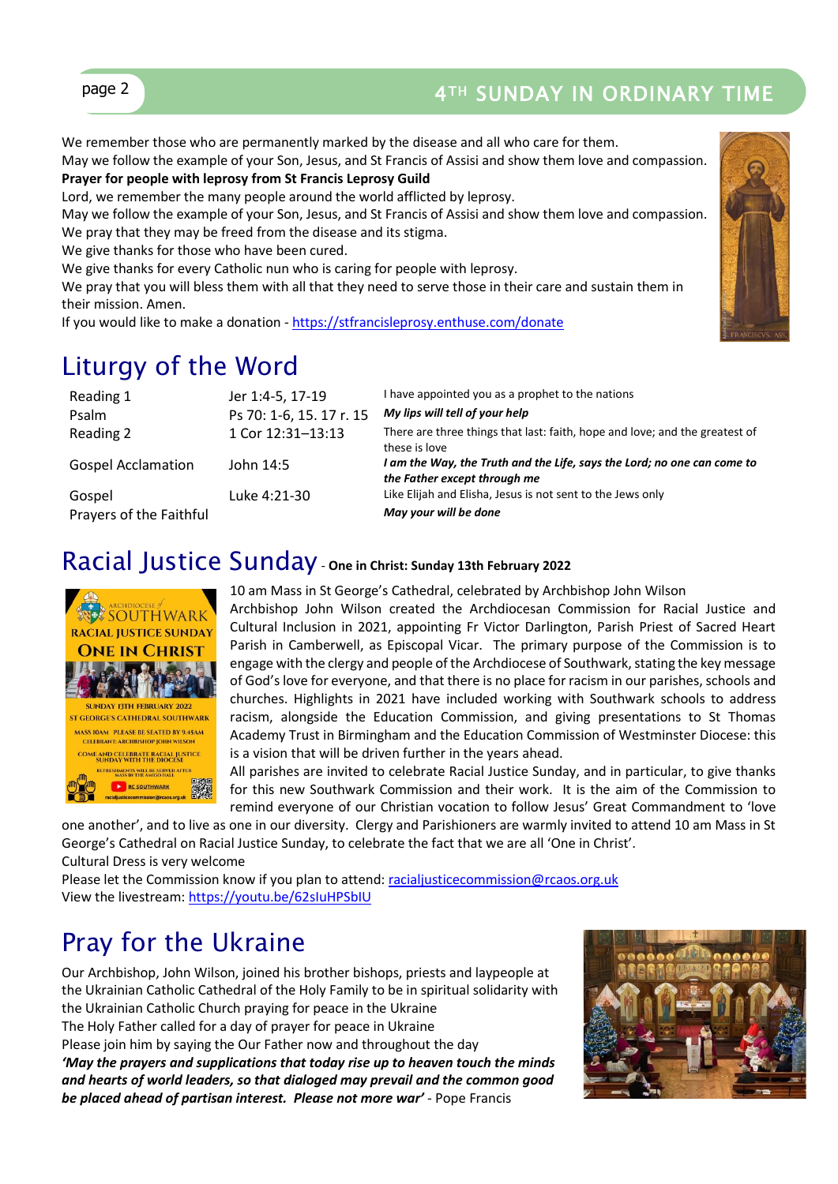We remember those who are permanently marked by the disease and all who care for them.
May we follow the example of your Son, Jesus, and St Francis of Assisi and show them love and compassion.

**Prayer for people with leprosy from St Francis Leprosy Guild**

Lord, we remember the many people around the world afflicted by leprosy.
May we follow the example of your Son, Jesus, and St Francis of Assisi and show them love and compassion.
We pray that they may be freed from the disease and its stigma.
We give thanks for those who have been cured.
We give thanks for every Catholic nun who is caring for people with leprosy.
We pray that you will bless them with all that they need to serve those in their care and sustain them in their mission. Amen.
If you would like to make a donation - https://stfrancisleprosy.enthuse.com/donate

# Liturgy of the Word

| | | |
|---|---|---|
| Reading 1 | Jer 1:4-5, 17-19 | I have appointed you as a prophet to the nations |
| Psalm | Ps 70: 1-6, 15. 17 r. 15 | ***My lips will tell of your help*** |
| Reading 2 | 1 Cor 12:31–13:13 | There are three things that last: faith, hope and love; and the greatest of these is love |
| Gospel Acclamation | John 14:5 | ***I am the Way, the Truth and the Life, says the Lord; no one can come to the Father except through me*** |
| Gospel | Luke 4:21-30 | Like Elijah and Elisha, Jesus is not sent to the Jews only |
| Prayers of the Faithful | | ***May your will be done*** |

# Racial Justice Sunday - **One in Christ: Sunday 13th February 2022**

10 am Mass in St George's Cathedral, celebrated by Archbishop John Wilson

Archbishop John Wilson created the Archdiocesan Commission for Racial Justice and Cultural Inclusion in 2021, appointing Fr Victor Darlington, Parish Priest of Sacred Heart Parish in Camberwell, as Episcopal Vicar. The primary purpose of the Commission is to engage with the clergy and people of the Archdiocese of Southwark, stating the key message of God's love for everyone, and that there is no place for racism in our parishes, schools and churches. Highlights in 2021 have included working with Southwark schools to address racism, alongside the Education Commission, and giving presentations to St Thomas Academy Trust in Birmingham and the Education Commission of Westminster Diocese: this is a vision that will be driven further in the years ahead.

All parishes are invited to celebrate Racial Justice Sunday, and in particular, to give thanks for this new Southwark Commission and their work. It is the aim of the Commission to remind everyone of our Christian vocation to follow Jesus' Great Commandment to 'love one another', and to live as one in our diversity. Clergy and Parishioners are warmly invited to attend 10 am Mass in St George's Cathedral on Racial Justice Sunday, to celebrate the fact that we are all 'One in Christ'.

Cultural Dress is very welcome

Please let the Commission know if you plan to attend: racialjusticecommission@rcaos.org.uk

View the livestream: https://youtu.be/62sluHPSbIU

# Pray for the Ukraine

Our Archbishop, John Wilson, joined his brother bishops, priests and laypeople at the Ukrainian Catholic Cathedral of the Holy Family to be in spiritual solidarity with the Ukrainian Catholic Church praying for peace in the Ukraine

The Holy Father called for a day of prayer for peace in Ukraine

Please join him by saying the Our Father now and throughout the day

***'May the prayers and supplications that today rise up to heaven touch the minds and hearts of world leaders, so that dialoged may prevail and the common good be placed ahead of partisan interest. Please not more war'*** - Pope Francis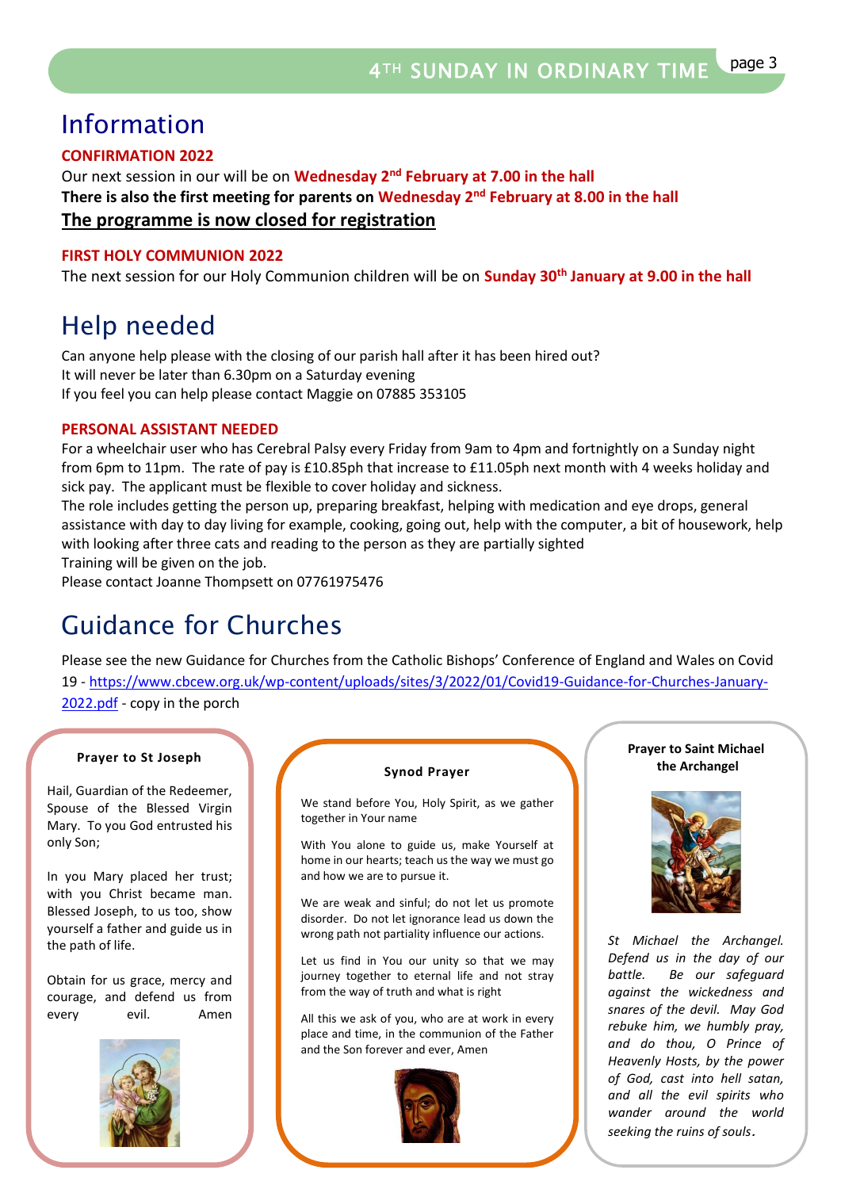# Information

### CONFIRMATION 2022

Our next session in our will be on **Wednesday 2nd February at 7.00 in the hall**

**There is also the first meeting for parents on Wednesday 2nd February at 8.00 in the hall**

**<u>The programme is now closed for registration</u>**

### FIRST HOLY COMMUNION 2022

The next session for our Holy Communion children will be on **Sunday 30th January at 9.00 in the hall**

# Help needed

Can anyone help please with the closing of our parish hall after it has been hired out?
It will never be later than 6.30pm on a Saturday evening
If you feel you can help please contact Maggie on 07885 353105

### PERSONAL ASSISTANT NEEDED

For a wheelchair user who has Cerebral Palsy every Friday from 9am to 4pm and fortnightly on a Sunday night from 6pm to 11pm. The rate of pay is £10.85ph that increase to £11.05ph next month with 4 weeks holiday and sick pay. The applicant must be flexible to cover holiday and sickness.

The role includes getting the person up, preparing breakfast, helping with medication and eye drops, general assistance with day to day living for example, cooking, going out, help with the computer, a bit of housework, help with looking after three cats and reading to the person as they are partially sighted

Training will be given on the job.

Please contact Joanne Thompsett on 07761975476

# Guidance for Churches

Please see the new Guidance for Churches from the Catholic Bishops' Conference of England and Wales on Covid 19 - https://www.cbcew.org.uk/wp-content/uploads/sites/3/2022/01/Covid19-Guidance-for-Churches-January-2022.pdf - copy in the porch

**Prayer to St Joseph**

Hail, Guardian of the Redeemer, Spouse of the Blessed Virgin Mary. To you God entrusted his only Son;

In you Mary placed her trust; with you Christ became man. Blessed Joseph, to us too, show yourself a father and guide us in the path of life.

Obtain for us grace, mercy and courage, and defend us from every evil. Amen

**Synod Prayer**

We stand before You, Holy Spirit, as we gather together in Your name

With You alone to guide us, make Yourself at home in our hearts; teach us the way we must go and how we are to pursue it.

We are weak and sinful; do not let us promote disorder. Do not let ignorance lead us down the wrong path not partiality influence our actions.

Let us find in You our unity so that we may journey together to eternal life and not stray from the way of truth and what is right

All this we ask of you, who are at work in every place and time, in the communion of the Father and the Son forever and ever, Amen

**Prayer to Saint Michael the Archangel**

*St Michael the Archangel. Defend us in the day of our battle. Be our safeguard against the wickedness and snares of the devil. May God rebuke him, we humbly pray, and do thou, O Prince of Heavenly Hosts, by the power of God, cast into hell satan, and all the evil spirits who wander around the world seeking the ruins of souls.*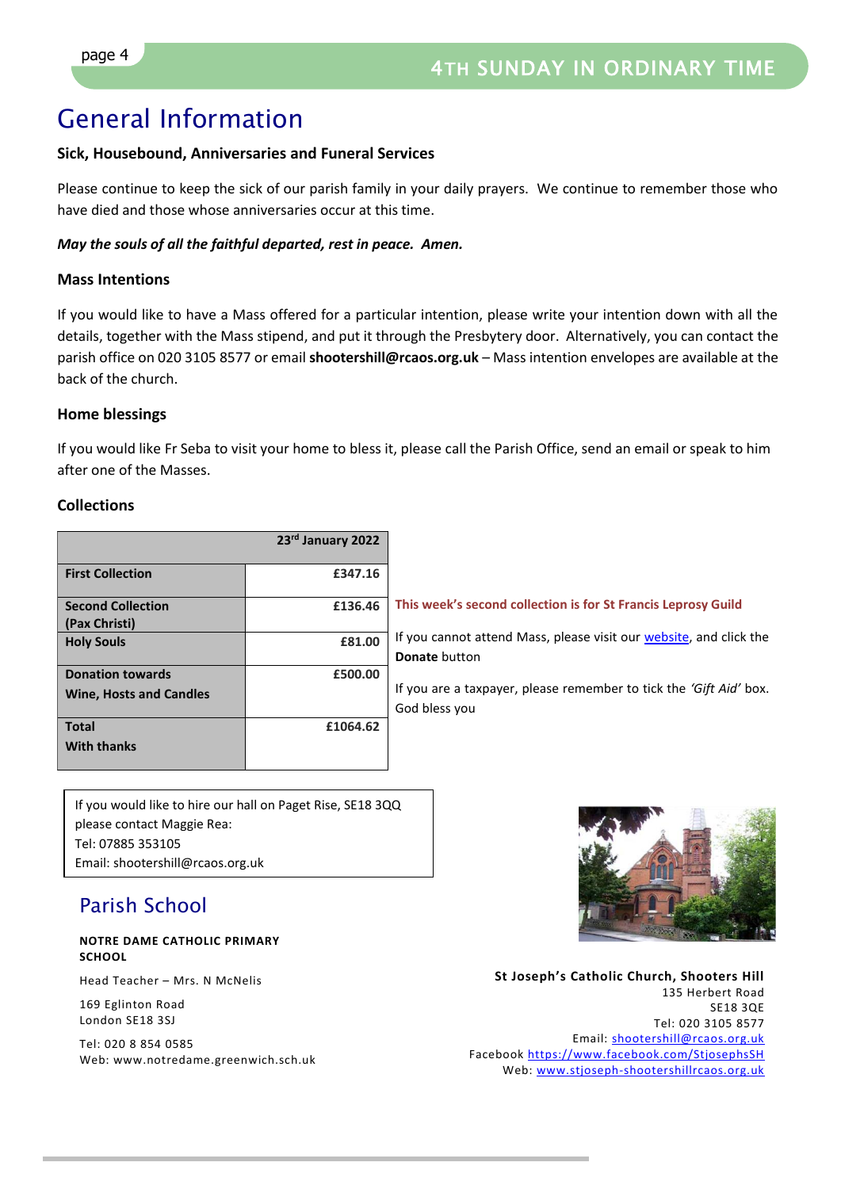# General Information

### Sick, Housebound, Anniversaries and Funeral Services

Please continue to keep the sick of our parish family in your daily prayers. We continue to remember those who have died and those whose anniversaries occur at this time.

***May the souls of all the faithful departed, rest in peace. Amen.***

### Mass Intentions

If you would like to have a Mass offered for a particular intention, please write your intention down with all the details, together with the Mass stipend, and put it through the Presbytery door. Alternatively, you can contact the parish office on 020 3105 8577 or email **shootershill@rcaos.org.uk** – Mass intention envelopes are available at the back of the church.

### Home blessings

If you would like Fr Seba to visit your home to bless it, please call the Parish Office, send an email or speak to him after one of the Masses.

### Collections

| | 23rd January 2022 |
|---|---|
| **First Collection** | **£347.16** |
| **Second Collection (Pax Christi)** | **£136.46** |
| **Holy Souls** | **£81.00** |
| **Donation towards Wine, Hosts and Candles** | **£500.00** |
| **Total With thanks** | **£1064.62** |

**This week's second collection is for St Francis Leprosy Guild**

If you cannot attend Mass, please visit our website, and click the **Donate** button

If you are a taxpayer, please remember to tick the *'Gift Aid'* box. God bless you

If you would like to hire our hall on Paget Rise, SE18 3QQ please contact Maggie Rea:
Tel: 07885 353105
Email: shootershill@rcaos.org.uk

## Parish School

**NOTRE DAME CATHOLIC PRIMARY SCHOOL**

Head Teacher – Mrs. N McNelis

169 Eglinton Road
London SE18 3SJ

Tel: 020 8 854 0585
Web: www.notredame.greenwich.sch.uk

**St Joseph's Catholic Church, Shooters Hill**
135 Herbert Road
SE18 3QE
Tel: 020 3105 8577
Email: shootershill@rcaos.org.uk
Facebook https://www.facebook.com/StjosephsSH
Web: www.stjoseph-shootershillrcaos.org.uk